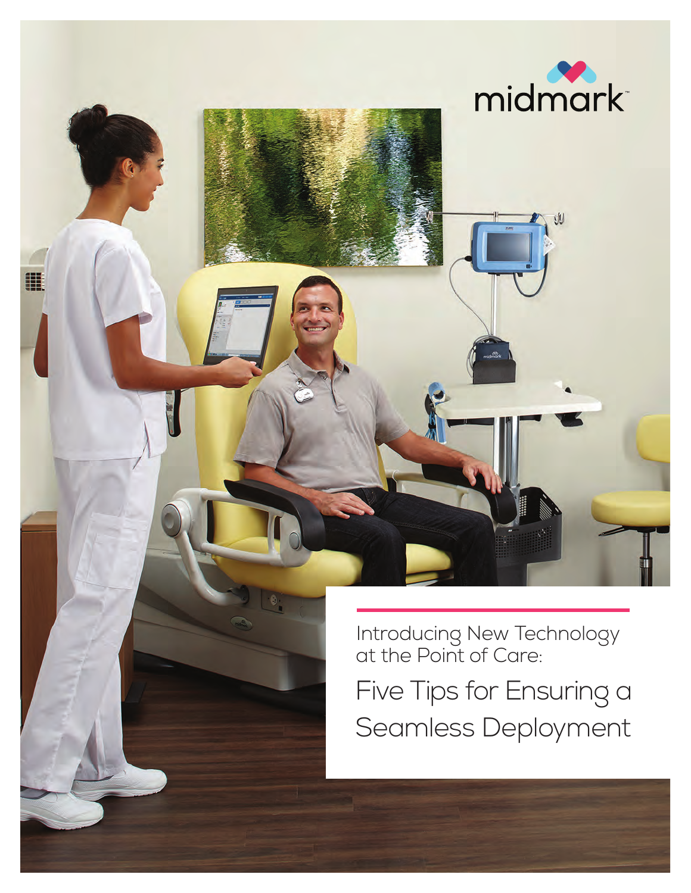midmark

Introducing New Technology at the Point of Care:

# Five Tips for Ensuring a Seamless Deployment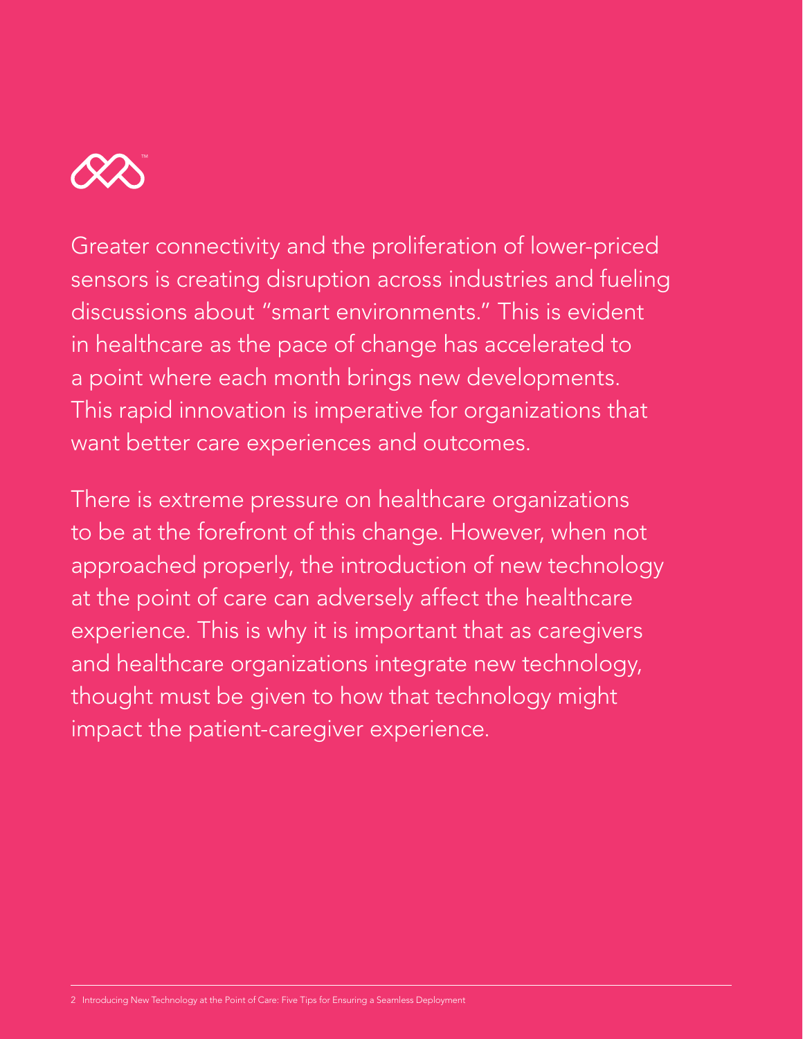Greater connectivity and the proliferation of lower-priced sensors is creating disruption across industries and fueling discussions about "smart environments." This is evident in healthcare as the pace of change has accelerated to a point where each month brings new developments. This rapid innovation is imperative for organizations that want better care experiences and outcomes.

There is extreme pressure on healthcare organizations to be at the forefront of this change. However, when not approached properly, the introduction of new technology at the point of care can adversely affect the healthcare experience. This is why it is important that as caregivers and healthcare organizations integrate new technology, thought must be given to how that technology might impact the patient-caregiver experience.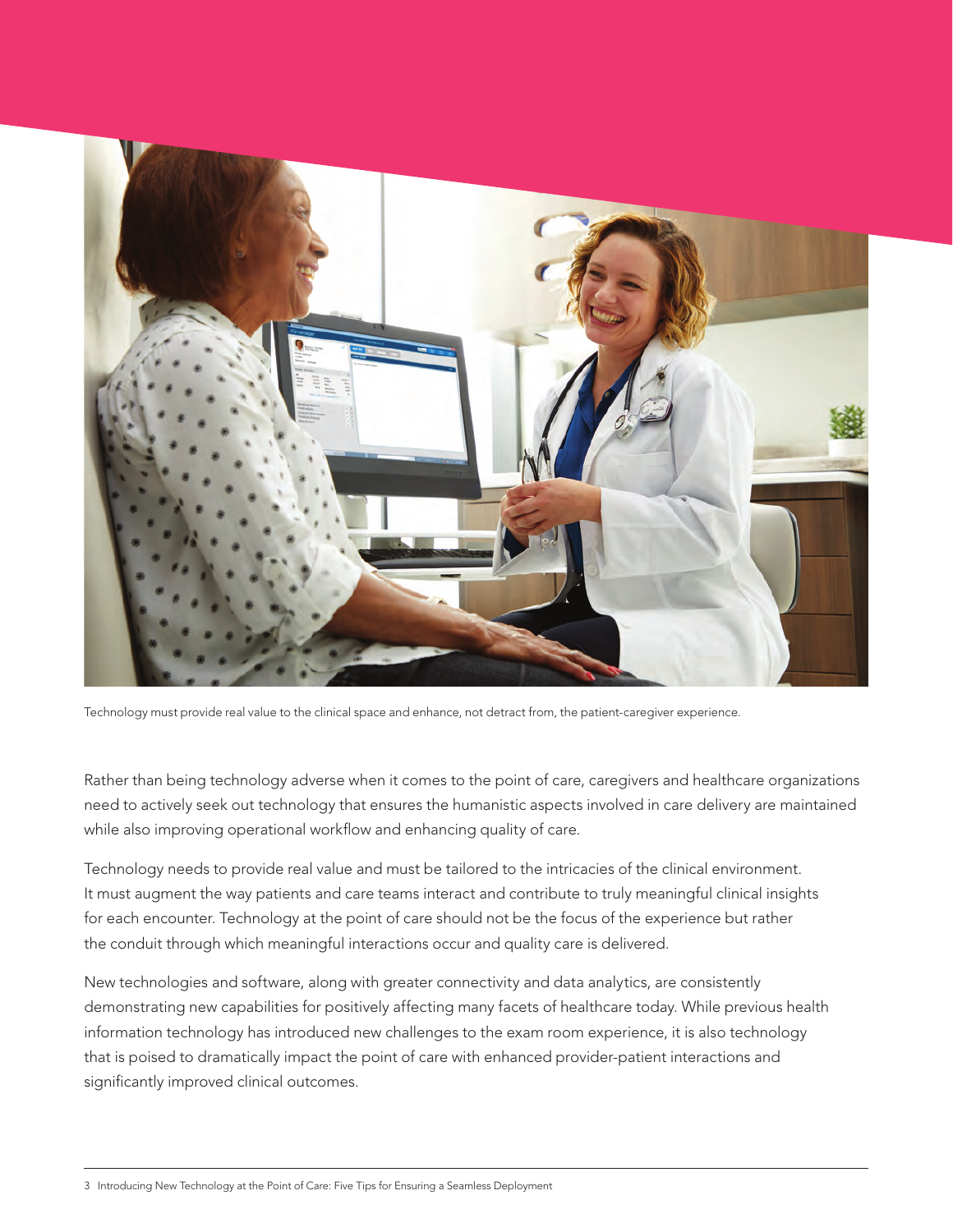Technology must provide real value to the clinical space and enhance, not detract from, the patient-caregiver experience.

Rather than being technology adverse when it comes to the point of care, caregivers and healthcare organizations need to actively seek out technology that ensures the humanistic aspects involved in care delivery are maintained while also improving operational workflow and enhancing quality of care.

Technology needs to provide real value and must be tailored to the intricacies of the clinical environment. It must augment the way patients and care teams interact and contribute to truly meaningful clinical insights for each encounter. Technology at the point of care should not be the focus of the experience but rather the conduit through which meaningful interactions occur and quality care is delivered.

New technologies and software, along with greater connectivity and data analytics, are consistently demonstrating new capabilities for positively affecting many facets of healthcare today. While previous health information technology has introduced new challenges to the exam room experience, it is also technology that is poised to dramatically impact the point of care with enhanced provider-patient interactions and significantly improved clinical outcomes.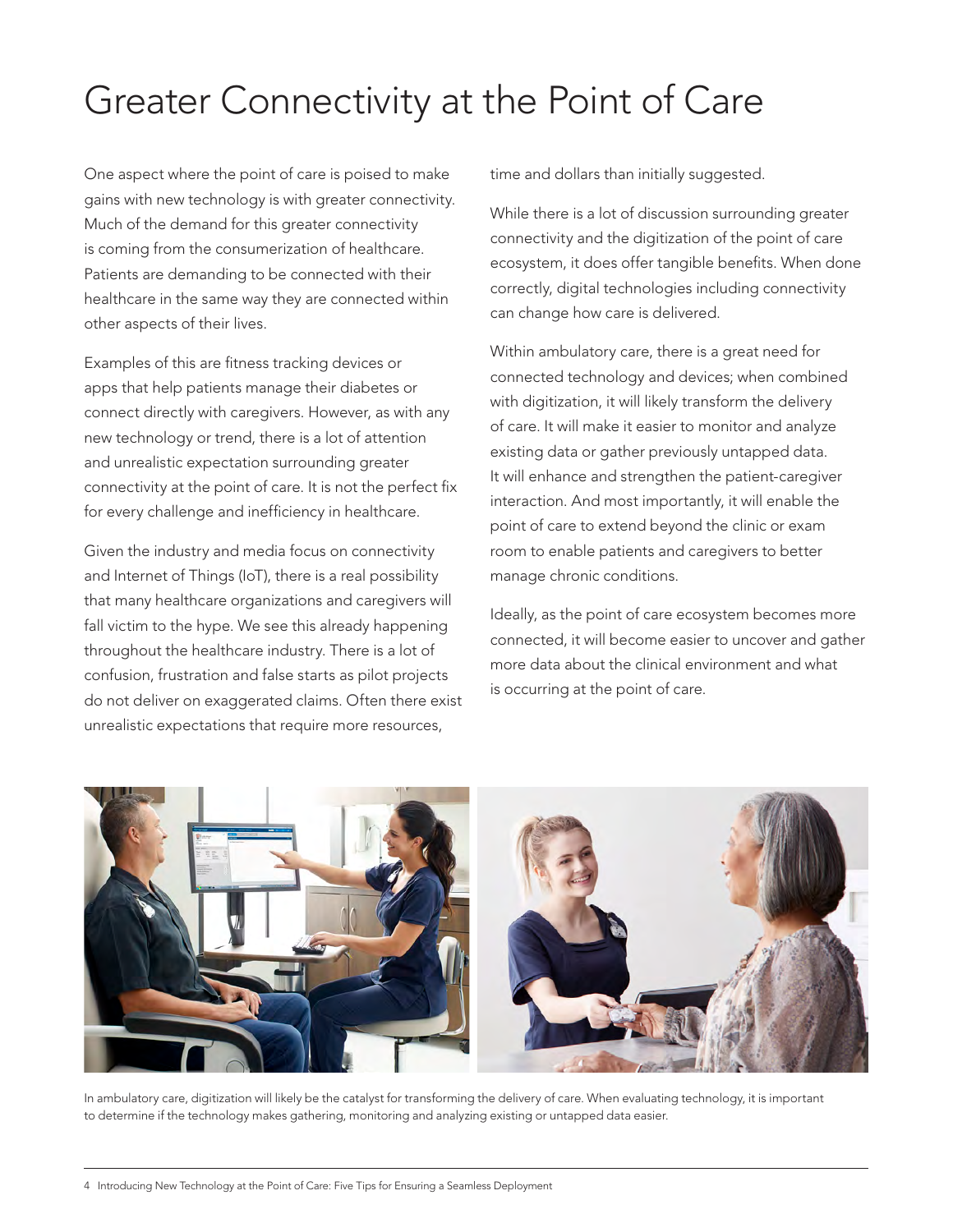# Greater Connectivity at the Point of Care

One aspect where the point of care is poised to make gains with new technology is with greater connectivity. Much of the demand for this greater connectivity is coming from the consumerization of healthcare. Patients are demanding to be connected with their healthcare in the same way they are connected within other aspects of their lives.

Examples of this are fitness tracking devices or apps that help patients manage their diabetes or connect directly with caregivers. However, as with any new technology or trend, there is a lot of attention and unrealistic expectation surrounding greater connectivity at the point of care. It is not the perfect fix for every challenge and inefficiency in healthcare.

Given the industry and media focus on connectivity and Internet of Things (IoT), there is a real possibility that many healthcare organizations and caregivers will fall victim to the hype. We see this already happening throughout the healthcare industry. There is a lot of confusion, frustration and false starts as pilot projects do not deliver on exaggerated claims. Often there exist unrealistic expectations that require more resources, time and dollars than initially suggested.

While there is a lot of discussion surrounding greater connectivity and the digitization of the point of care ecosystem, it does offer tangible benefits. When done correctly, digital technologies including connectivity can change how care is delivered.

Within ambulatory care, there is a great need for connected technology and devices; when combined with digitization, it will likely transform the delivery of care. It will make it easier to monitor and analyze existing data or gather previously untapped data. It will enhance and strengthen the patient-caregiver interaction. And most importantly, it will enable the point of care to extend beyond the clinic or exam room to enable patients and caregivers to better manage chronic conditions.

Ideally, as the point of care ecosystem becomes more connected, it will become easier to uncover and gather more data about the clinical environment and what is occurring at the point of care.

In ambulatory care, digitization will likely be the catalyst for transforming the delivery of care. When evaluating technology, it is important to determine if the technology makes gathering, monitoring and analyzing existing or untapped data easier.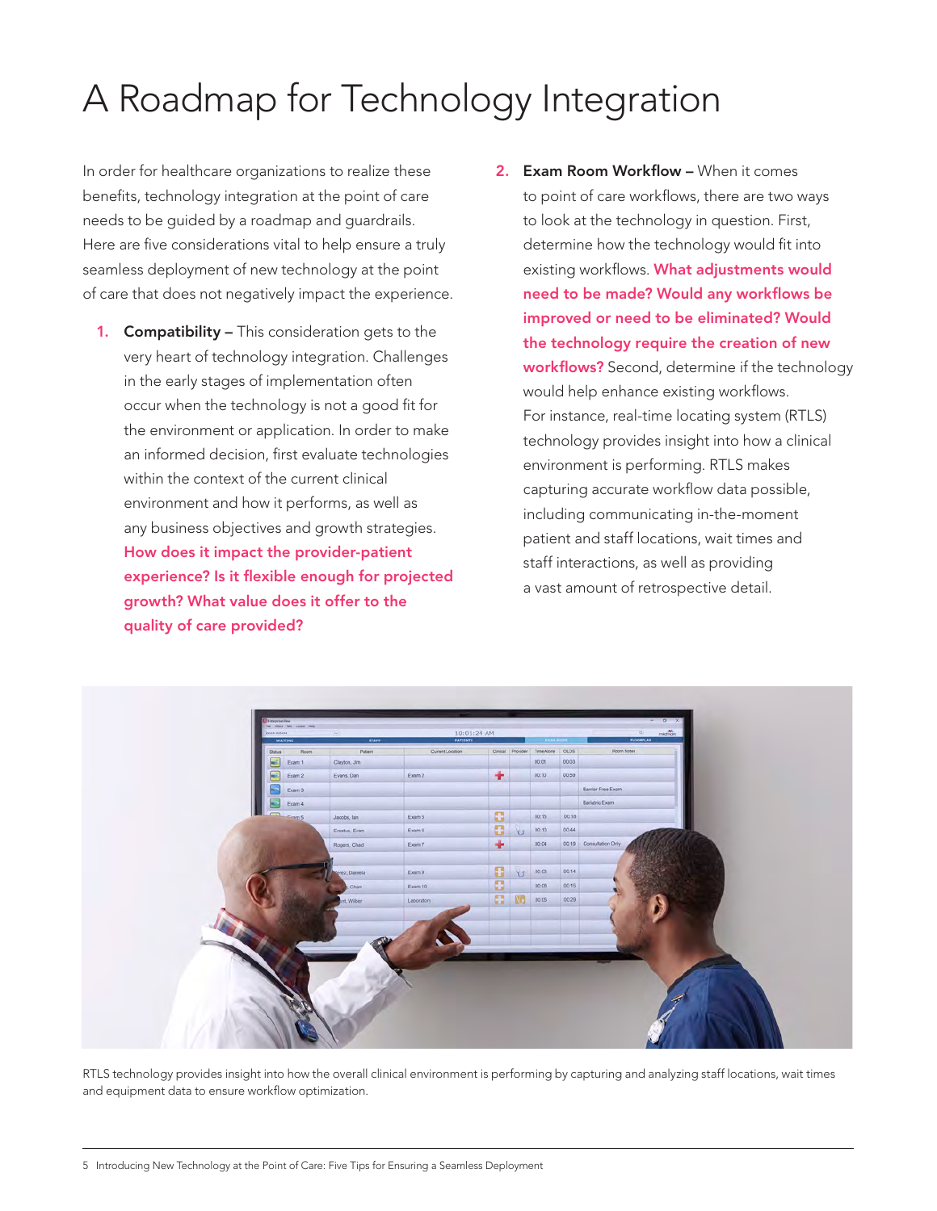# A Roadmap for Technology Integration

In order for healthcare organizations to realize these benefits, technology integration at the point of care needs to be guided by a roadmap and guardrails. Here are five considerations vital to help ensure a truly seamless deployment of new technology at the point of care that does not negatively impact the experience.

1. **Compatibility –** This consideration gets to the very heart of technology integration. Challenges in the early stages of implementation often occur when the technology is not a good fit for the environment or application. In order to make an informed decision, first evaluate technologies within the context of the current clinical environment and how it performs, as well as any business objectives and growth strategies. **How does it impact the provider-patient experience? Is it flexible enough for projected growth? What value does it offer to the quality of care provided?**

2. **Exam Room Workflow –** When it comes to point of care workflows, there are two ways to look at the technology in question. First, determine how the technology would fit into existing workflows. **What adjustments would need to be made? Would any workflows be improved or need to be eliminated? Would the technology require the creation of new workflows?** Second, determine if the technology would help enhance existing workflows. For instance, real-time locating system (RTLS) technology provides insight into how a clinical environment is performing. RTLS makes capturing accurate workflow data possible, including communicating in-the-moment patient and staff locations, wait times and staff interactions, as well as providing a vast amount of retrospective detail.

RTLS technology provides insight into how the overall clinical environment is performing by capturing and analyzing staff locations, wait times and equipment data to ensure workflow optimization.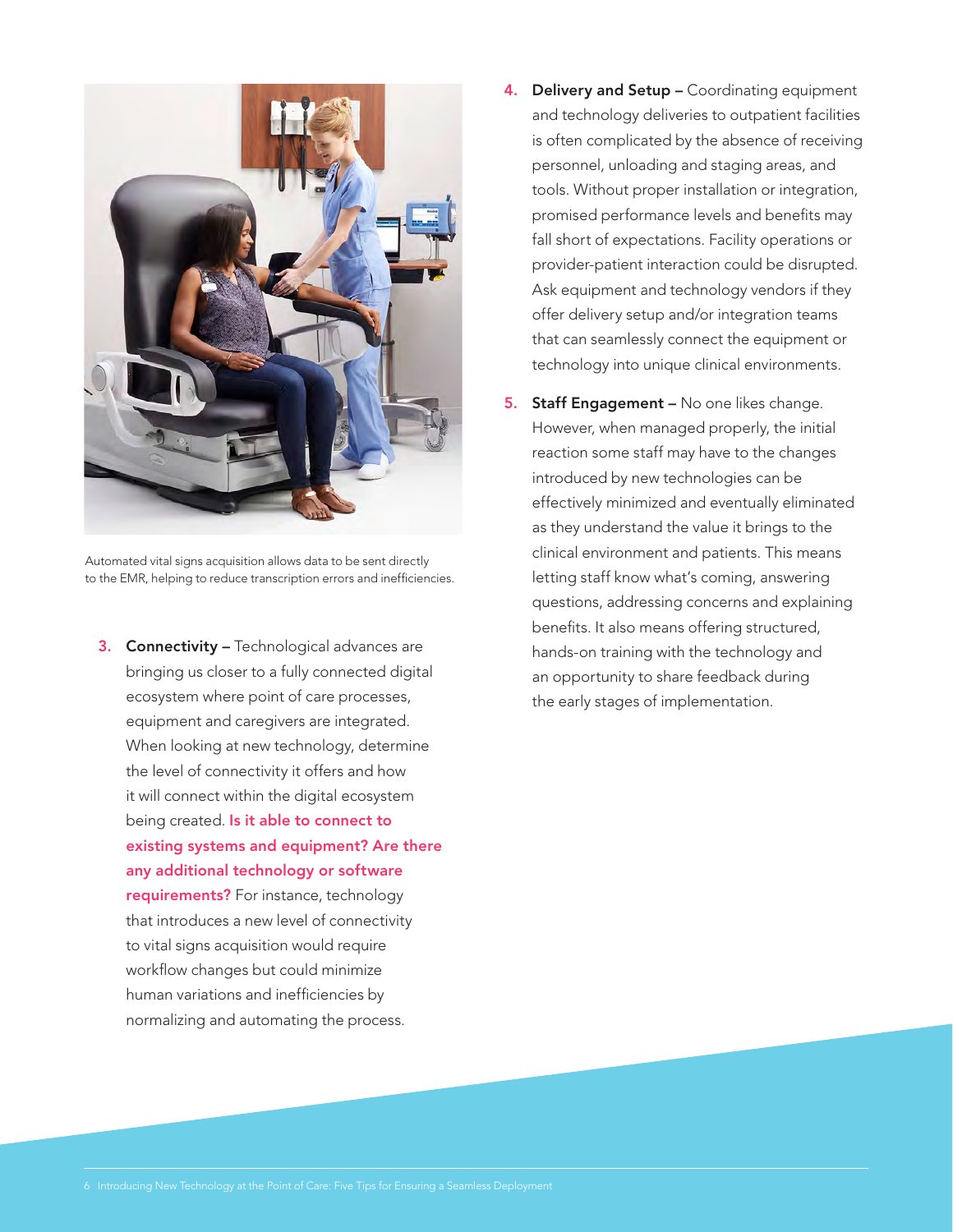Automated vital signs acquisition allows data to be sent directly to the EMR, helping to reduce transcription errors and inefficiencies.

3. **Connectivity –** Technological advances are bringing us closer to a fully connected digital ecosystem where point of care processes, equipment and caregivers are integrated. When looking at new technology, determine the level of connectivity it offers and how it will connect within the digital ecosystem being created. **Is it able to connect to existing systems and equipment? Are there any additional technology or software requirements?** For instance, technology that introduces a new level of connectivity to vital signs acquisition would require workflow changes but could minimize human variations and inefficiencies by normalizing and automating the process.

4. **Delivery and Setup –** Coordinating equipment and technology deliveries to outpatient facilities is often complicated by the absence of receiving personnel, unloading and staging areas, and tools. Without proper installation or integration, promised performance levels and benefits may fall short of expectations. Facility operations or provider-patient interaction could be disrupted. Ask equipment and technology vendors if they offer delivery setup and/or integration teams that can seamlessly connect the equipment or technology into unique clinical environments.

5. **Staff Engagement –** No one likes change. However, when managed properly, the initial reaction some staff may have to the changes introduced by new technologies can be effectively minimized and eventually eliminated as they understand the value it brings to the clinical environment and patients. This means letting staff know what's coming, answering questions, addressing concerns and explaining benefits. It also means offering structured, hands-on training with the technology and an opportunity to share feedback during the early stages of implementation.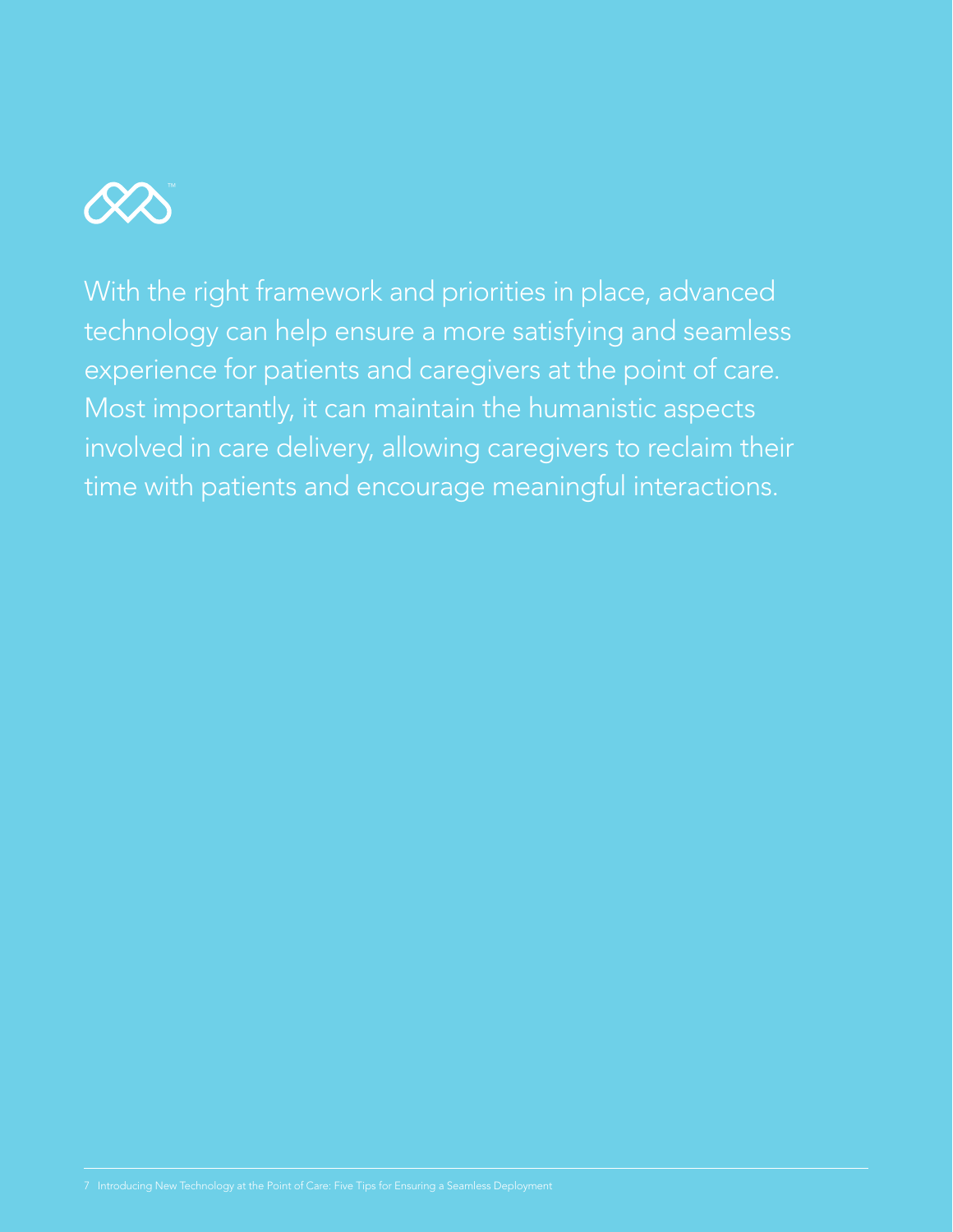With the right framework and priorities in place, advanced technology can help ensure a more satisfying and seamless experience for patients and caregivers at the point of care. Most importantly, it can maintain the humanistic aspects involved in care delivery, allowing caregivers to reclaim their time with patients and encourage meaningful interactions.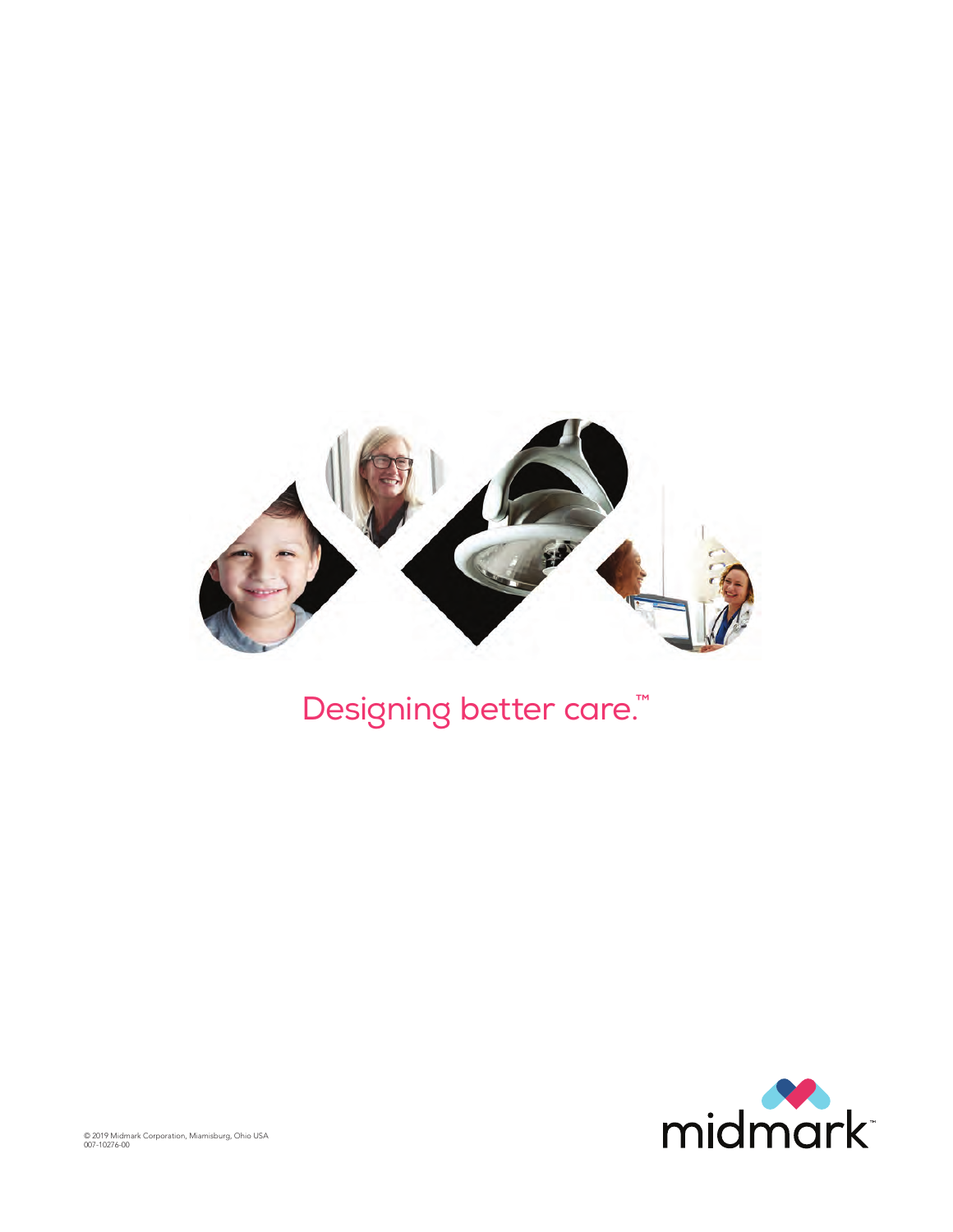Designing better care.™

© 2019 Midmark Corporation, Miamisburg, Ohio USA
007-10276-00

midmark™